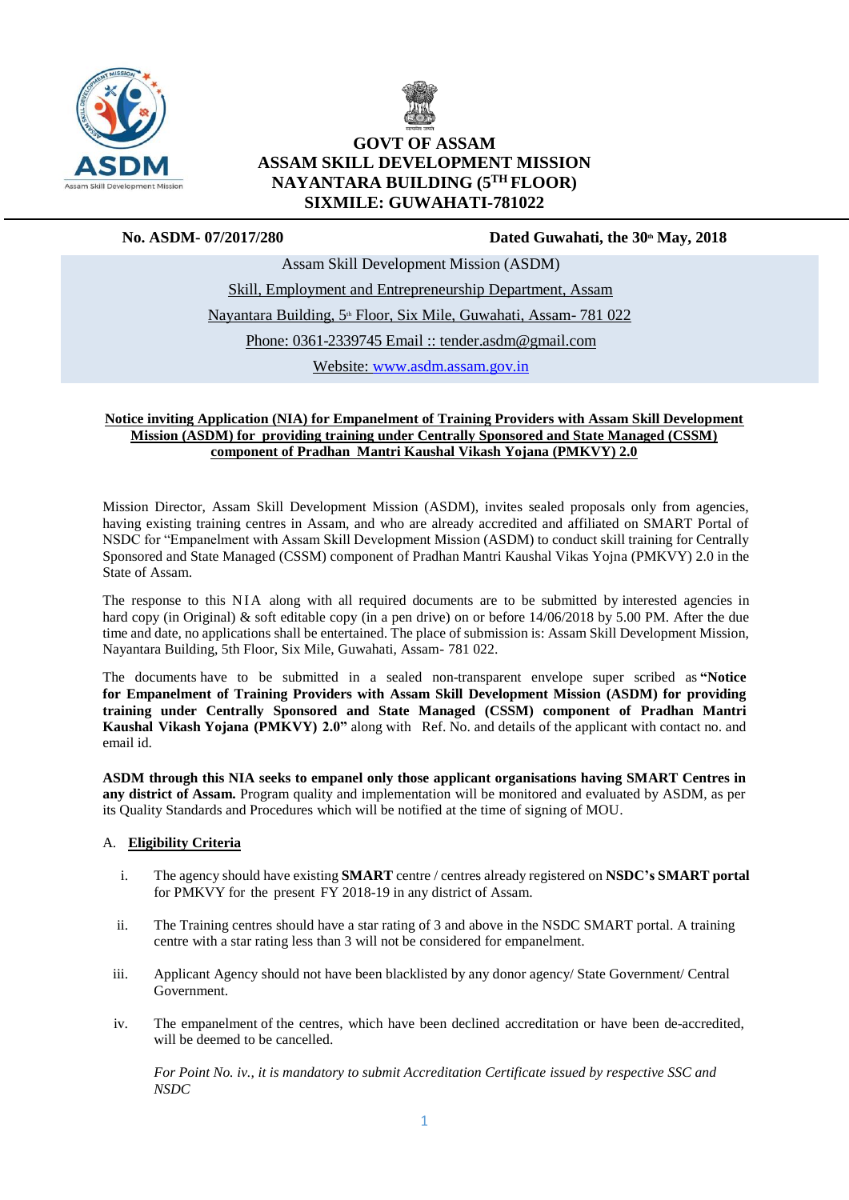# GOVT OF ASSAM
# ASSAM SKILL DEVELOPMENT MISSION
# NAYANTARA BUILDING (5TH FLOOR)
# SIXMILE: GUWAHATI-781022

**No. ASDM- 07/2017/280** **Dated Guwahati, the 30th May, 2018**

Assam Skill Development Mission (ASDM)

Skill, Employment and Entrepreneurship Department, Assam

Nayantara Building, 5th Floor, Six Mile, Guwahati, Assam- 781 022

Phone: 0361-2339745 Email :: tender.asdm@gmail.com

Website: www.asdm.assam.gov.in

**Notice inviting Application (NIA) for Empanelment of Training Providers with Assam Skill Development Mission (ASDM) for providing training under Centrally Sponsored and State Managed (CSSM) component of Pradhan Mantri Kaushal Vikash Yojana (PMKVY) 2.0**

Mission Director, Assam Skill Development Mission (ASDM), invites sealed proposals only from agencies, having existing training centres in Assam, and who are already accredited and affiliated on SMART Portal of NSDC for "Empanelment with Assam Skill Development Mission (ASDM) to conduct skill training for Centrally Sponsored and State Managed (CSSM) component of Pradhan Mantri Kaushal Vikas Yojna (PMKVY) 2.0 in the State of Assam.

The response to this NIA along with all required documents are to be submitted by interested agencies in hard copy (in Original) & soft editable copy (in a pen drive) on or before 14/06/2018 by 5.00 PM. After the due time and date, no applications shall be entertained. The place of submission is: Assam Skill Development Mission, Nayantara Building, 5th Floor, Six Mile, Guwahati, Assam- 781 022.

The documents have to be submitted in a sealed non-transparent envelope super scribed as **"Notice for Empanelment of Training Providers with Assam Skill Development Mission (ASDM) for providing training under Centrally Sponsored and State Managed (CSSM) component of Pradhan Mantri Kaushal Vikash Yojana (PMKVY) 2.0"** along with Ref. No. and details of the applicant with contact no. and email id.

**ASDM through this NIA seeks to empanel only those applicant organisations having SMART Centres in any district of Assam.** Program quality and implementation will be monitored and evaluated by ASDM, as per its Quality Standards and Procedures which will be notified at the time of signing of MOU.

## A. Eligibility Criteria

i. The agency should have existing **SMART** centre / centres already registered on **NSDC's SMART portal** for PMKVY for the present FY 2018-19 in any district of Assam.

ii. The Training centres should have a star rating of 3 and above in the NSDC SMART portal. A training centre with a star rating less than 3 will not be considered for empanelment.

iii. Applicant Agency should not have been blacklisted by any donor agency/ State Government/ Central Government.

iv. The empanelment of the centres, which have been declined accreditation or have been de-accredited, will be deemed to be cancelled.

*For Point No. iv., it is mandatory to submit Accreditation Certificate issued by respective SSC and NSDC*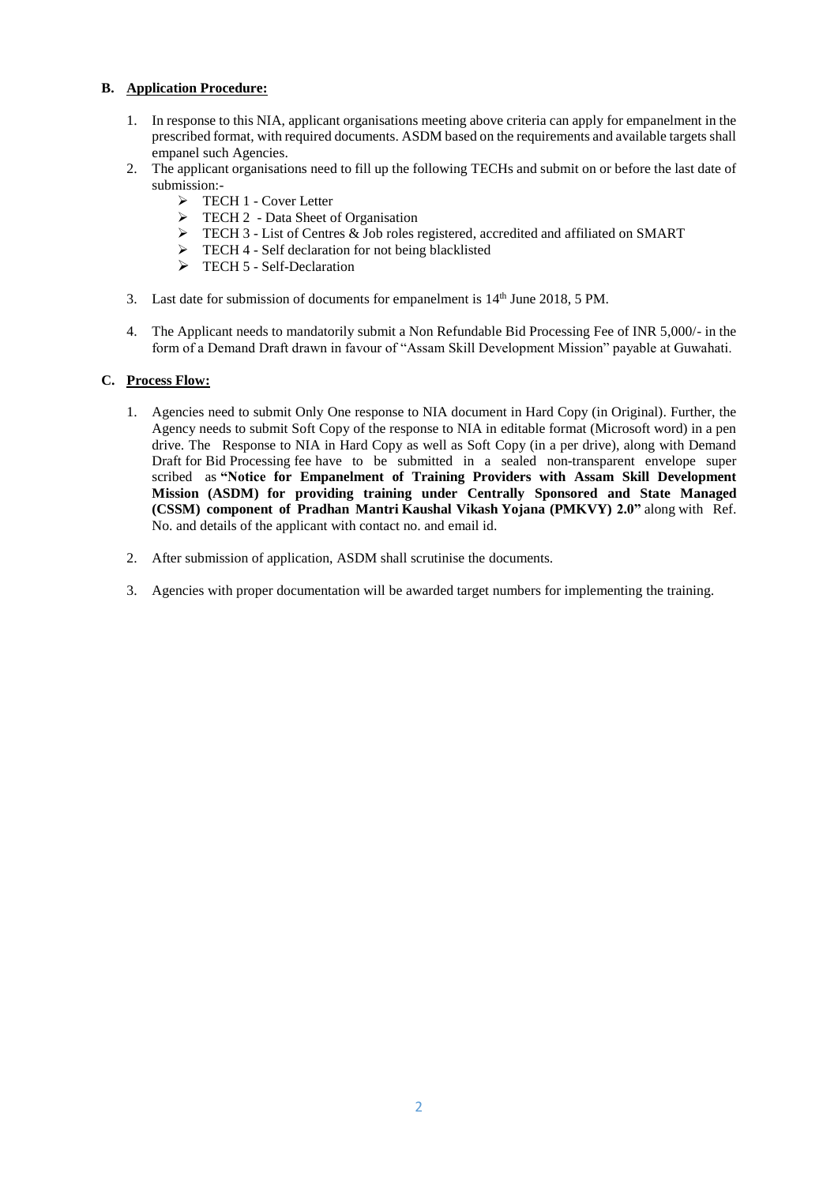## B. Application Procedure:

1. In response to this NIA, applicant organisations meeting above criteria can apply for empanelment in the prescribed format, with required documents. ASDM based on the requirements and available targets shall empanel such Agencies.
2. The applicant organisations need to fill up the following TECHs and submit on or before the last date of submission:-
   - TECH 1 - Cover Letter
   - TECH 2 - Data Sheet of Organisation
   - TECH 3 - List of Centres & Job roles registered, accredited and affiliated on SMART
   - TECH 4 - Self declaration for not being blacklisted
   - TECH 5 - Self-Declaration
3. Last date for submission of documents for empanelment is 14th June 2018, 5 PM.
4. The Applicant needs to mandatorily submit a Non Refundable Bid Processing Fee of INR 5,000/- in the form of a Demand Draft drawn in favour of "Assam Skill Development Mission" payable at Guwahati.

## C. Process Flow:

1. Agencies need to submit Only One response to NIA document in Hard Copy (in Original). Further, the Agency needs to submit Soft Copy of the response to NIA in editable format (Microsoft word) in a pen drive. The Response to NIA in Hard Copy as well as Soft Copy (in a per drive), along with Demand Draft for Bid Processing fee have to be submitted in a sealed non-transparent envelope super scribed as **"Notice for Empanelment of Training Providers with Assam Skill Development Mission (ASDM) for providing training under Centrally Sponsored and State Managed (CSSM) component of Pradhan Mantri Kaushal Vikash Yojana (PMKVY) 2.0"** along with Ref. No. and details of the applicant with contact no. and email id.
2. After submission of application, ASDM shall scrutinise the documents.
3. Agencies with proper documentation will be awarded target numbers for implementing the training.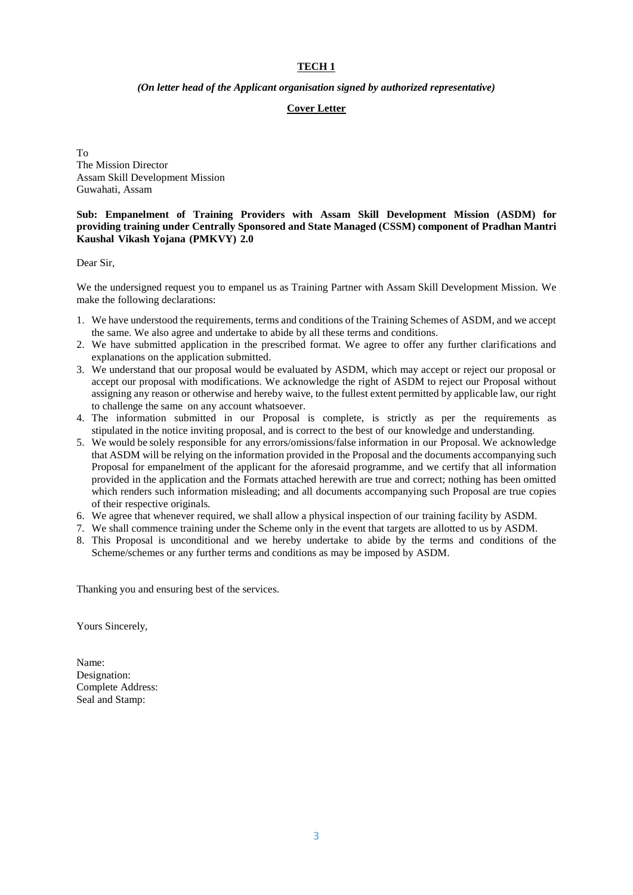**TECH 1**

***(On letter head of the Applicant organisation signed by authorized representative)***

**Cover Letter**

To
The Mission Director
Assam Skill Development Mission
Guwahati, Assam

**Sub: Empanelment of Training Providers with Assam Skill Development Mission (ASDM) for providing training under Centrally Sponsored and State Managed (CSSM) component of Pradhan Mantri Kaushal Vikash Yojana (PMKVY) 2.0**

Dear Sir,

We the undersigned request you to empanel us as Training Partner with Assam Skill Development Mission. We make the following declarations:

1. We have understood the requirements, terms and conditions of the Training Schemes of ASDM, and we accept the same. We also agree and undertake to abide by all these terms and conditions.
2. We have submitted application in the prescribed format. We agree to offer any further clarifications and explanations on the application submitted.
3. We understand that our proposal would be evaluated by ASDM, which may accept or reject our proposal or accept our proposal with modifications. We acknowledge the right of ASDM to reject our Proposal without assigning any reason or otherwise and hereby waive, to the fullest extent permitted by applicable law, our right to challenge the same on any account whatsoever.
4. The information submitted in our Proposal is complete, is strictly as per the requirements as stipulated in the notice inviting proposal, and is correct to the best of our knowledge and understanding.
5. We would be solely responsible for any errors/omissions/false information in our Proposal. We acknowledge that ASDM will be relying on the information provided in the Proposal and the documents accompanying such Proposal for empanelment of the applicant for the aforesaid programme, and we certify that all information provided in the application and the Formats attached herewith are true and correct; nothing has been omitted which renders such information misleading; and all documents accompanying such Proposal are true copies of their respective originals.
6. We agree that whenever required, we shall allow a physical inspection of our training facility by ASDM.
7. We shall commence training under the Scheme only in the event that targets are allotted to us by ASDM.
8. This Proposal is unconditional and we hereby undertake to abide by the terms and conditions of the Scheme/schemes or any further terms and conditions as may be imposed by ASDM.

Thanking you and ensuring best of the services.

Yours Sincerely,

Name:
Designation:
Complete Address:
Seal and Stamp: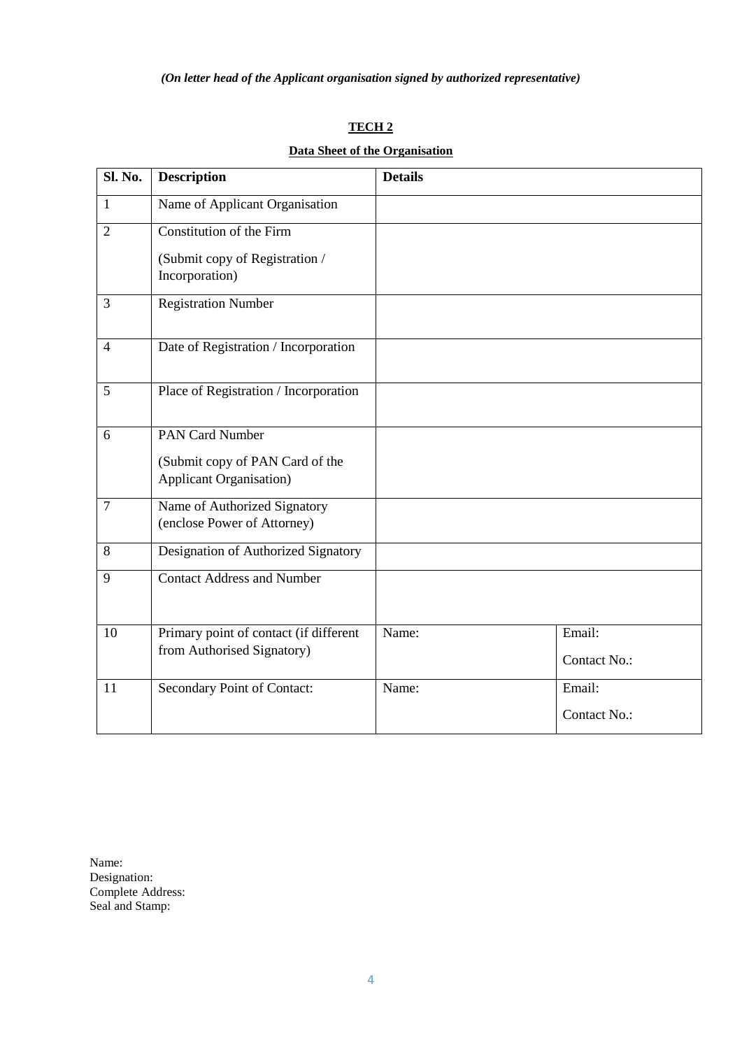*(On letter head of the Applicant organisation signed by authorized representative)*

**TECH 2**

**Data Sheet of the Organisation**

| Sl. No. | Description | Details | |
|---|---|---|---|
| 1 | Name of Applicant Organisation | | |
| 2 | Constitution of the Firm<br><br>(Submit copy of Registration / Incorporation) | | |
| 3 | Registration Number | | |
| 4 | Date of Registration / Incorporation | | |
| 5 | Place of Registration / Incorporation | | |
| 6 | PAN Card Number<br><br>(Submit copy of PAN Card of the Applicant Organisation) | | |
| 7 | Name of Authorized Signatory (enclose Power of Attorney) | | |
| 8 | Designation of Authorized Signatory | | |
| 9 | Contact Address and Number | | |
| 10 | Primary point of contact (if different from Authorised Signatory) | Name: | Email:<br><br>Contact No.: |
| 11 | Secondary Point of Contact: | Name: | Email:<br><br>Contact No.: |

Name:
Designation:
Complete Address:
Seal and Stamp: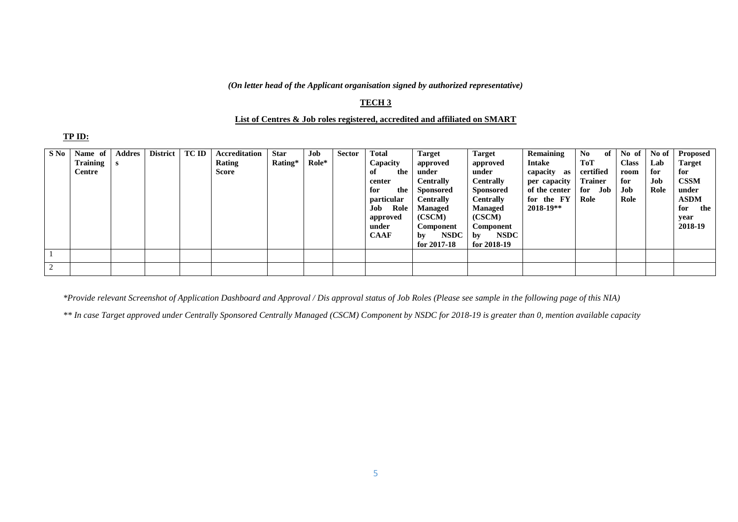*(On letter head of the Applicant organisation signed by authorized representative)*

**TECH 3**

**List of Centres & Job roles registered, accredited and affiliated on SMART**

**TP ID:**

| S No | Name of Training Centre | Address | District | TC ID | Accreditation Rating Score | Star Rating* | Job Role* | Sector | Total Capacity of the center for the particular Job Role approved under CAAF | Target approved under Centrally Sponsored Centrally Managed (CSCM) Component by NSDC for 2017-18 | Target approved under Centrally Sponsored Centrally Managed (CSCM) Component by NSDC for 2018-19 | Remaining Intake capacity as per capacity of the center for the FY 2018-19** | No of ToT certified Trainer for Job Role | No of Class room for Job Role | No of Lab for Job Role | Proposed Target for CSSM under ASDM for the year 2018-19 |
|---|---|---|---|---|---|---|---|---|---|---|---|---|---|---|---|---|
| 1 | | | | | | | | | | | | | | | | |
| 2 | | | | | | | | | | | | | | | | |

*\*Provide relevant Screenshot of Application Dashboard and Approval / Dis approval status of Job Roles (Please see sample in the following page of this NIA)*

*\*\* In case Target approved under Centrally Sponsored Centrally Managed (CSCM) Component by NSDC for 2018-19 is greater than 0, mention available capacity*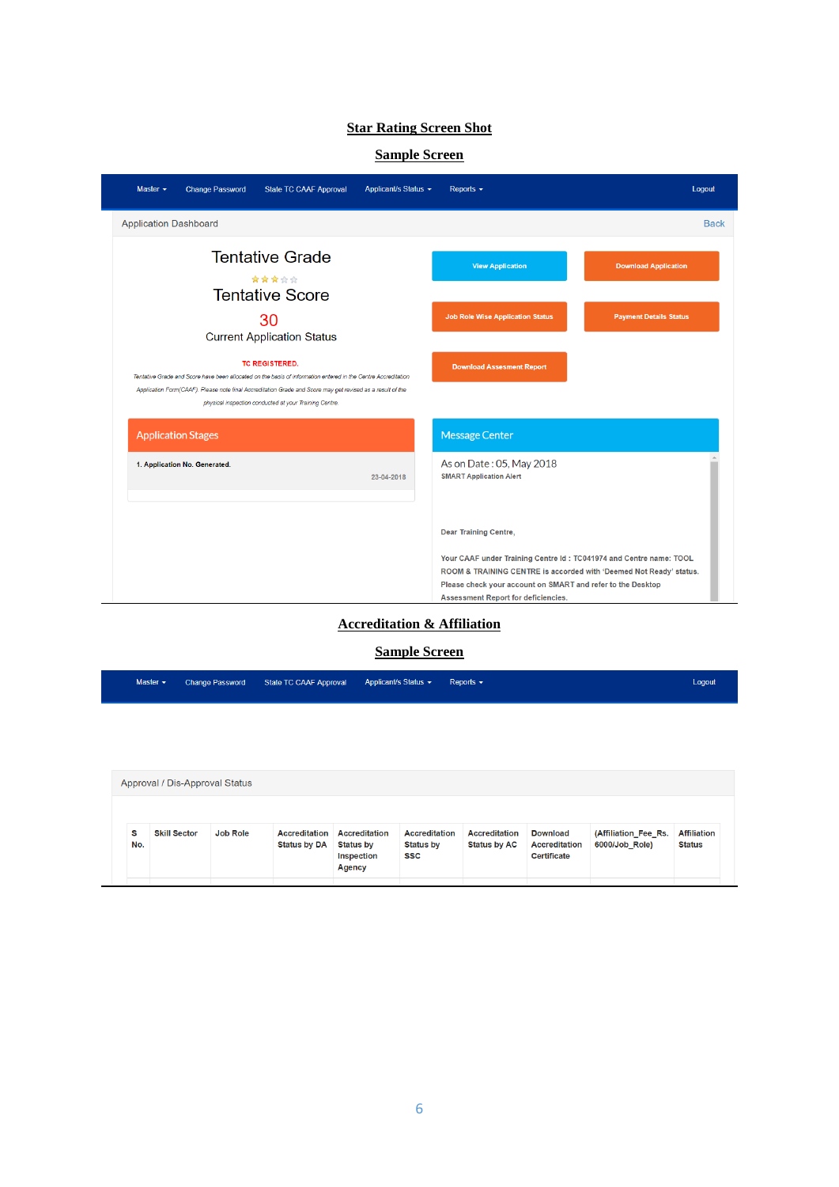**Star Rating Screen Shot**

**Sample Screen**

Master ▾ | Change Password | State TC CAAF Approval | Applicant/s Status ▾ | Reports ▾ | Logout

Application Dashboard | Back

Tentative Grade

★★★★★

Tentative Score

30

Current Application Status

TC REGISTERED.

*Tentative Grade and Score have been allocated on the basis of information entered in the Centre Accreditation Application Form(CAAF). Please note final Accreditation Grade and Score may get revised as a result of the physical inspection conducted at your Training Centre.*

View Application | Download Application

Job Role Wise Application Status | Payment Details Status

Download Assesment Report

**Application Stages**

1. Application No. Generated.

23-04-2018

**Message Center**

As on Date : 05, May 2018

SMART Application Alert

Dear Training Centre,

Your CAAF under Training Centre Id : TC041974 and Centre name: TOOL ROOM & TRAINING CENTRE is accorded with 'Deemed Not Ready' status. Please check your account on SMART and refer to the Desktop Assessment Report for deficiencies.

**Accreditation & Affiliation**

**Sample Screen**

Master ▾ | Change Password | State TC CAAF Approval | Applicant/s Status ▾ | Reports ▾ | Logout

Approval / Dis-Approval Status

| S No. | Skill Sector | Job Role | Accreditation Status by DA | Accreditation Status by Inspection Agency | Accreditation Status by SSC | Accreditation Status by AC | Download Accreditation Certificate | (Affiliation_Fee_Rs. 6000/Job_Role) | Affiliation Status |
|---|---|---|---|---|---|---|---|---|---|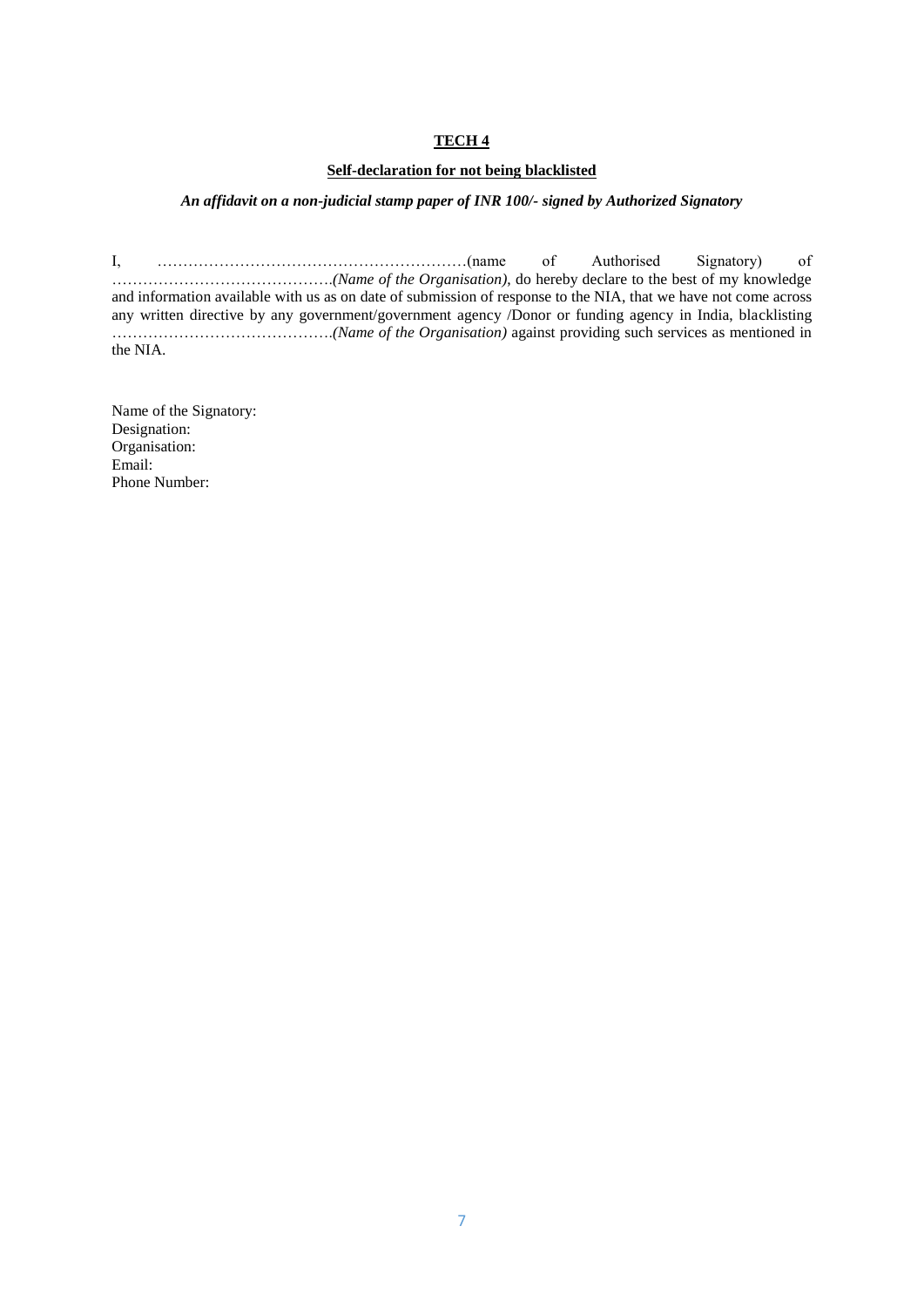**<u>TECH 4</u>**

**<u>Self-declaration for not being blacklisted</u>**

***An affidavit on a non-judicial stamp paper of INR 100/- signed by Authorized Signatory***

I, ……………………………………………………(name of Authorised Signatory) of ……………………………………*(Name of the Organisation)*, do hereby declare to the best of my knowledge and information available with us as on date of submission of response to the NIA, that we have not come across any written directive by any government/government agency /Donor or funding agency in India, blacklisting ……………………………………*(Name of the Organisation)* against providing such services as mentioned in the NIA.

Name of the Signatory:
Designation:
Organisation:
Email:
Phone Number: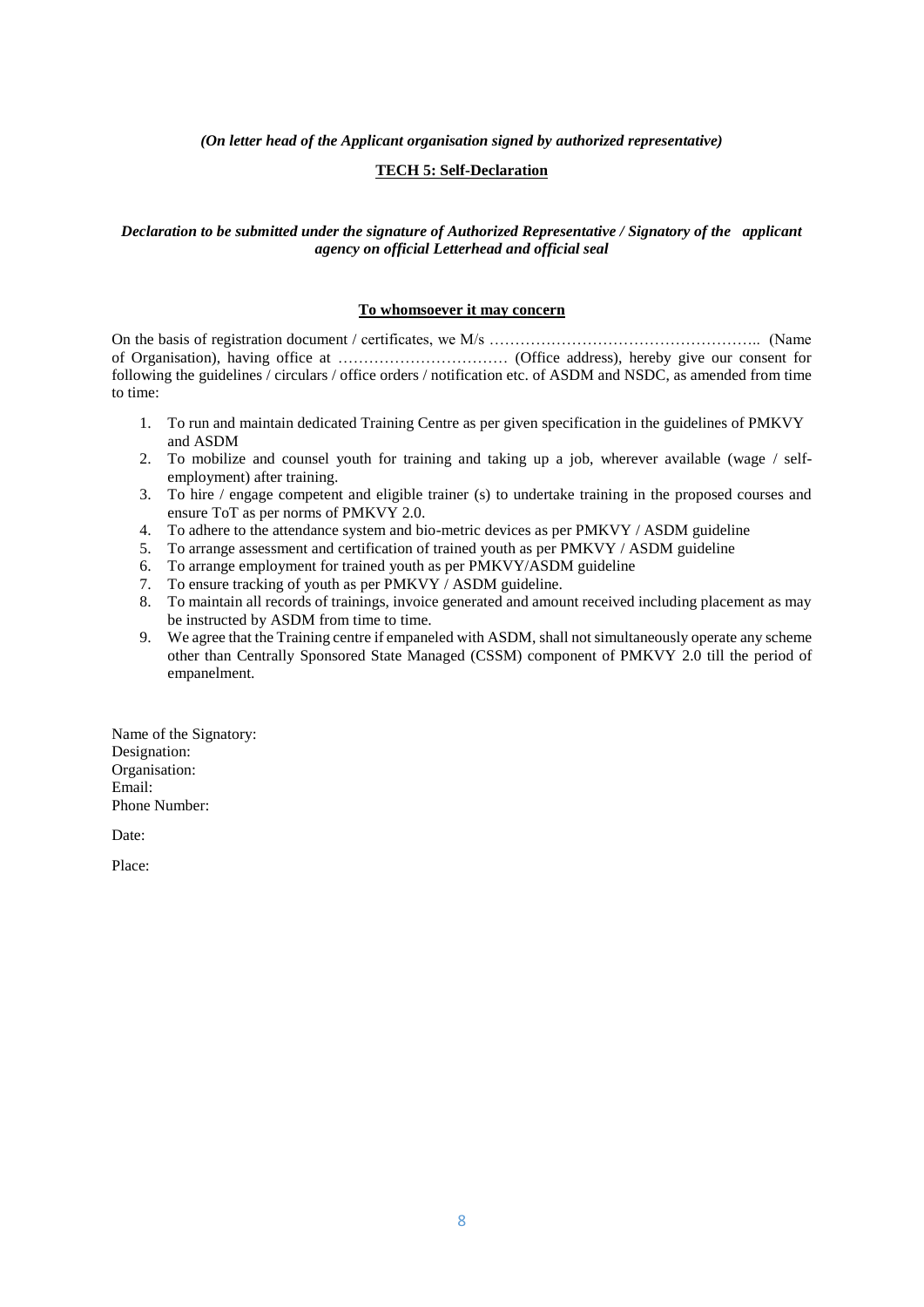*(On letter head of the Applicant organisation signed by authorized representative)*

**TECH 5: Self-Declaration**

***Declaration to be submitted under the signature of Authorized Representative / Signatory of the applicant agency on official Letterhead and official seal***

**To whomsoever it may concern**

On the basis of registration document / certificates, we M/s …………………………………………….. (Name of Organisation), having office at …………………………… (Office address), hereby give our consent for following the guidelines / circulars / office orders / notification etc. of ASDM and NSDC, as amended from time to time:

1. To run and maintain dedicated Training Centre as per given specification in the guidelines of PMKVY and ASDM
2. To mobilize and counsel youth for training and taking up a job, wherever available (wage / self-employment) after training.
3. To hire / engage competent and eligible trainer (s) to undertake training in the proposed courses and ensure ToT as per norms of PMKVY 2.0.
4. To adhere to the attendance system and bio-metric devices as per PMKVY / ASDM guideline
5. To arrange assessment and certification of trained youth as per PMKVY / ASDM guideline
6. To arrange employment for trained youth as per PMKVY/ASDM guideline
7. To ensure tracking of youth as per PMKVY / ASDM guideline.
8. To maintain all records of trainings, invoice generated and amount received including placement as may be instructed by ASDM from time to time.
9. We agree that the Training centre if empaneled with ASDM, shall not simultaneously operate any scheme other than Centrally Sponsored State Managed (CSSM) component of PMKVY 2.0 till the period of empanelment.

Name of the Signatory:
Designation:
Organisation:
Email:
Phone Number:

Date:

Place: